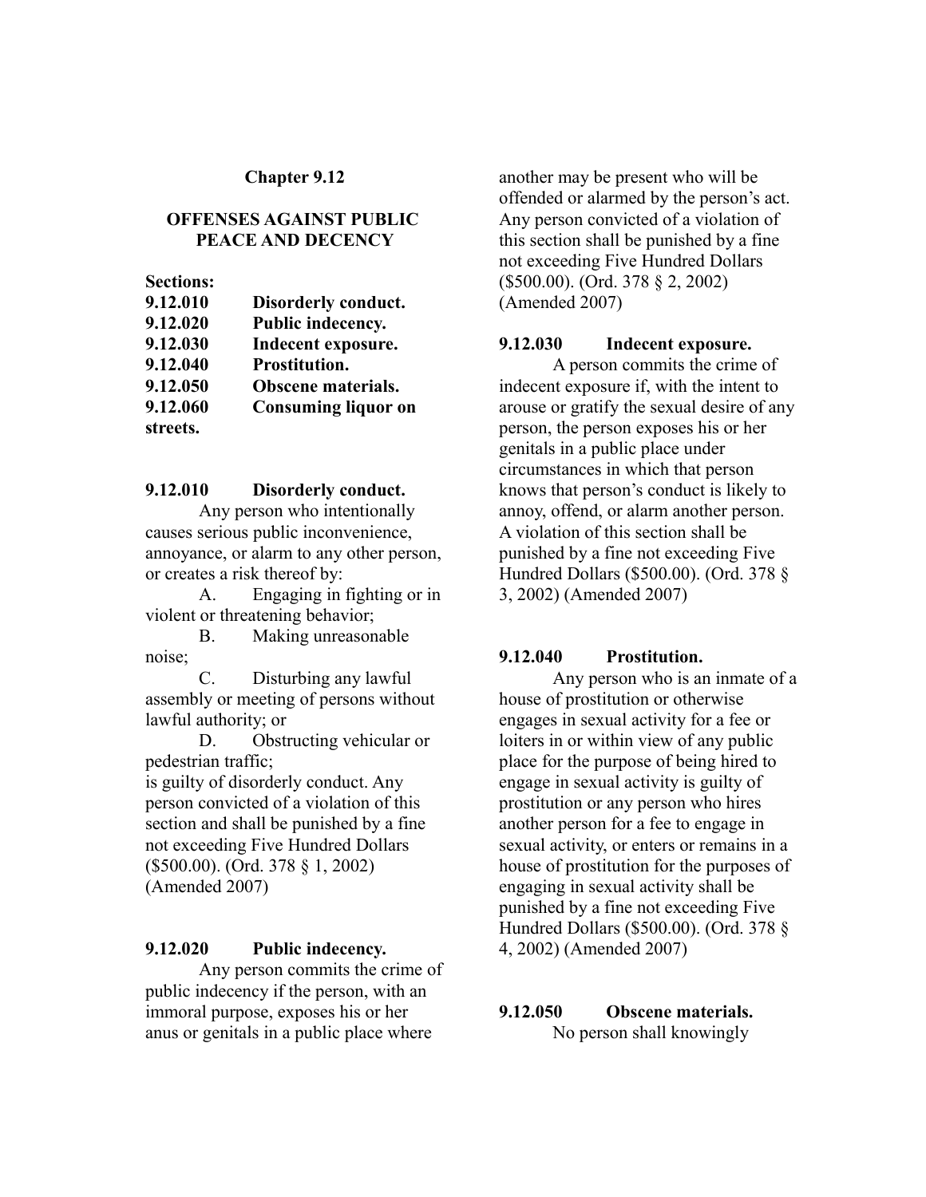## Chapter 9.12

## OFFENSES AGAINST PUBLIC PEACE AND DECENCY

**Sections:**

| | |
|---|---|
| **9.12.010** | **Disorderly conduct.** |
| **9.12.020** | **Public indecency.** |
| **9.12.030** | **Indecent exposure.** |
| **9.12.040** | **Prostitution.** |
| **9.12.050** | **Obscene materials.** |
| **9.12.060** | **Consuming liquor on streets.** |

### 9.12.010 Disorderly conduct.

Any person who intentionally causes serious public inconvenience, annoyance, or alarm to any other person, or creates a risk thereof by:

A. Engaging in fighting or in violent or threatening behavior;

B. Making unreasonable noise;

C. Disturbing any lawful assembly or meeting of persons without lawful authority; or

D. Obstructing vehicular or pedestrian traffic;

is guilty of disorderly conduct. Any person convicted of a violation of this section and shall be punished by a fine not exceeding Five Hundred Dollars ($500.00). (Ord. 378 § 1, 2002) (Amended 2007)

### 9.12.020 Public indecency.

Any person commits the crime of public indecency if the person, with an immoral purpose, exposes his or her anus or genitals in a public place where another may be present who will be offended or alarmed by the person's act. Any person convicted of a violation of this section shall be punished by a fine not exceeding Five Hundred Dollars ($500.00). (Ord. 378 § 2, 2002) (Amended 2007)

### 9.12.030 Indecent exposure.

A person commits the crime of indecent exposure if, with the intent to arouse or gratify the sexual desire of any person, the person exposes his or her genitals in a public place under circumstances in which that person knows that person's conduct is likely to annoy, offend, or alarm another person. A violation of this section shall be punished by a fine not exceeding Five Hundred Dollars ($500.00). (Ord. 378 § 3, 2002) (Amended 2007)

### 9.12.040 Prostitution.

Any person who is an inmate of a house of prostitution or otherwise engages in sexual activity for a fee or loiters in or within view of any public place for the purpose of being hired to engage in sexual activity is guilty of prostitution or any person who hires another person for a fee to engage in sexual activity, or enters or remains in a house of prostitution for the purposes of engaging in sexual activity shall be punished by a fine not exceeding Five Hundred Dollars ($500.00). (Ord. 378 § 4, 2002) (Amended 2007)

### 9.12.050 Obscene materials.

No person shall knowingly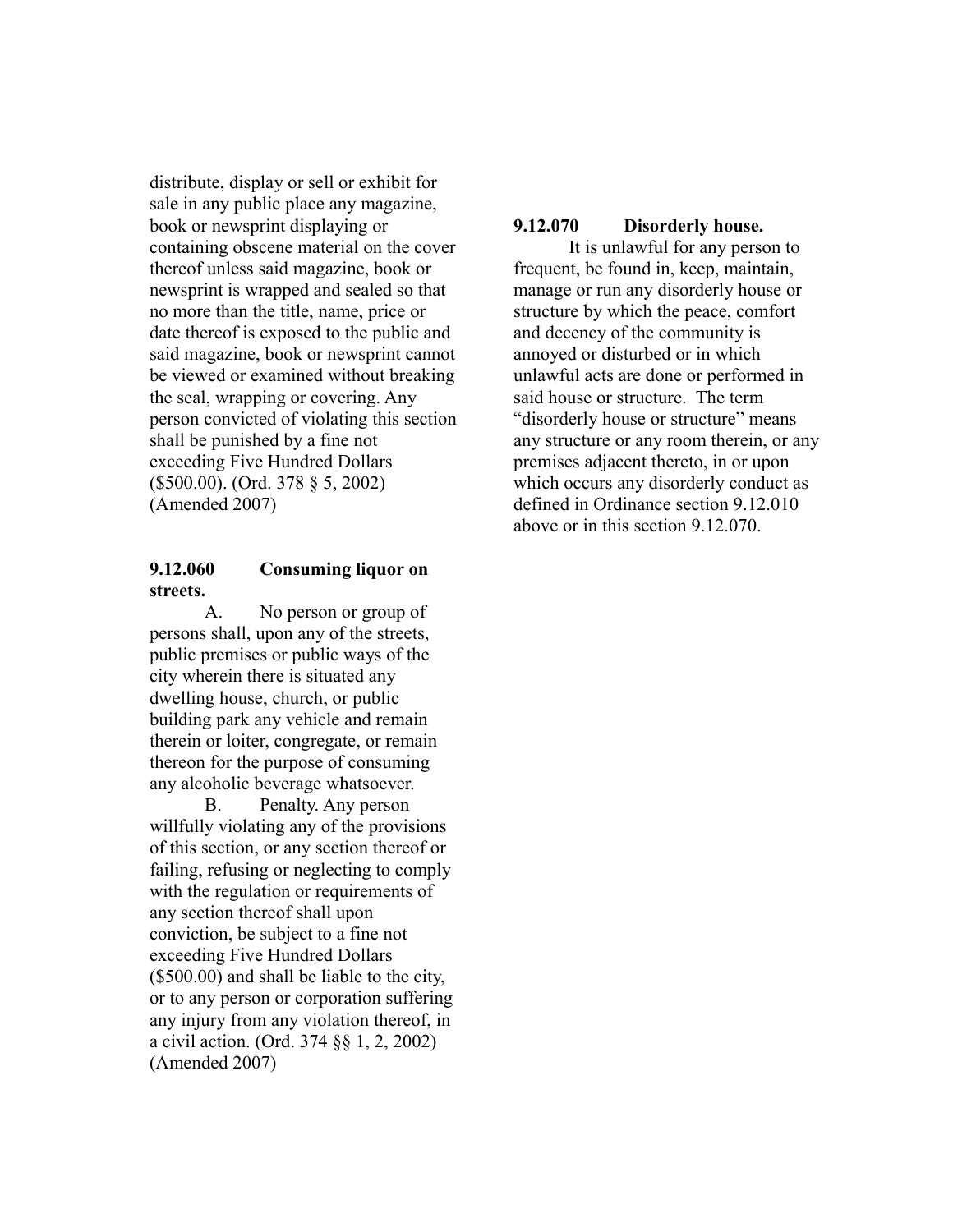distribute, display or sell or exhibit for sale in any public place any magazine, book or newsprint displaying or containing obscene material on the cover thereof unless said magazine, book or newsprint is wrapped and sealed so that no more than the title, name, price or date thereof is exposed to the public and said magazine, book or newsprint cannot be viewed or examined without breaking the seal, wrapping or covering. Any person convicted of violating this section shall be punished by a fine not exceeding Five Hundred Dollars ($500.00). (Ord. 378 § 5, 2002) (Amended 2007)

**9.12.060 Consuming liquor on streets.**

A. No person or group of persons shall, upon any of the streets, public premises or public ways of the city wherein there is situated any dwelling house, church, or public building park any vehicle and remain therein or loiter, congregate, or remain thereon for the purpose of consuming any alcoholic beverage whatsoever.

B. Penalty. Any person willfully violating any of the provisions of this section, or any section thereof or failing, refusing or neglecting to comply with the regulation or requirements of any section thereof shall upon conviction, be subject to a fine not exceeding Five Hundred Dollars ($500.00) and shall be liable to the city, or to any person or corporation suffering any injury from any violation thereof, in a civil action. (Ord. 374 §§ 1, 2, 2002) (Amended 2007)

**9.12.070 Disorderly house.**

It is unlawful for any person to frequent, be found in, keep, maintain, manage or run any disorderly house or structure by which the peace, comfort and decency of the community is annoyed or disturbed or in which unlawful acts are done or performed in said house or structure. The term "disorderly house or structure" means any structure or any room therein, or any premises adjacent thereto, in or upon which occurs any disorderly conduct as defined in Ordinance section 9.12.010 above or in this section 9.12.070.